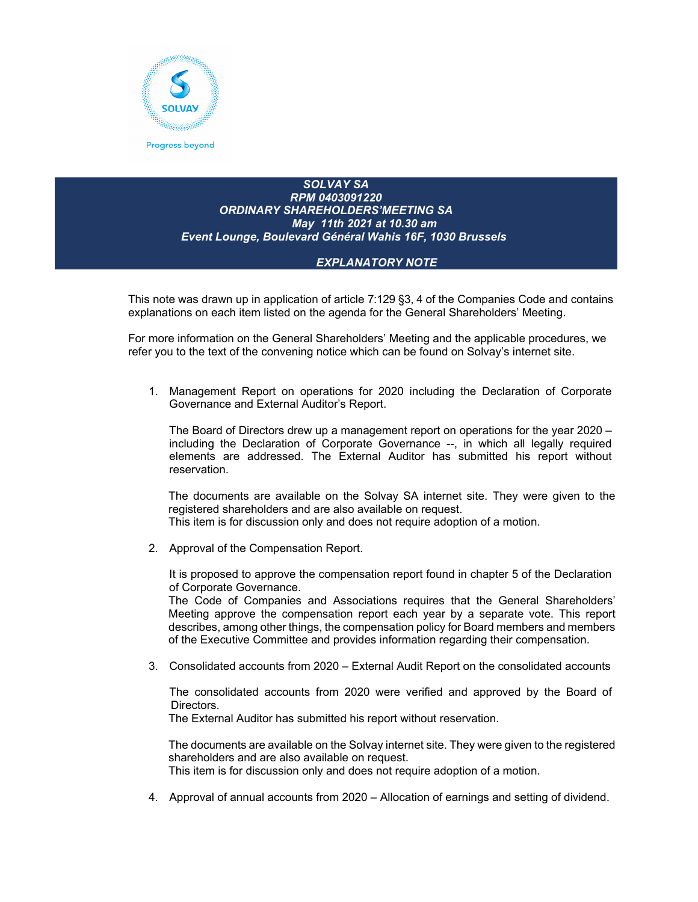**SOLVAY SA**
**RPM 0403091220**
**ORDINARY SHAREHOLDERS'MEETING SA**
**May 11th 2021 at 10.30 am**
**Event Lounge, Boulevard Général Wahis 16F, 1030 Brussels**

# EXPLANATORY NOTE

This note was drawn up in application of article 7:129 §3, 4 of the Companies Code and contains explanations on each item listed on the agenda for the General Shareholders' Meeting.

For more information on the General Shareholders' Meeting and the applicable procedures, we refer you to the text of the convening notice which can be found on Solvay's internet site.

1. Management Report on operations for 2020 including the Declaration of Corporate Governance and External Auditor's Report.

   The Board of Directors drew up a management report on operations for the year 2020 – including the Declaration of Corporate Governance --, in which all legally required elements are addressed. The External Auditor has submitted his report without reservation.

   The documents are available on the Solvay SA internet site. They were given to the registered shareholders and are also available on request.
   This item is for discussion only and does not require adoption of a motion.

2. Approval of the Compensation Report.

   It is proposed to approve the compensation report found in chapter 5 of the Declaration of Corporate Governance.
   The Code of Companies and Associations requires that the General Shareholders' Meeting approve the compensation report each year by a separate vote. This report describes, among other things, the compensation policy for Board members and members of the Executive Committee and provides information regarding their compensation.

3. Consolidated accounts from 2020 – External Audit Report on the consolidated accounts

   The consolidated accounts from 2020 were verified and approved by the Board of Directors.
   The External Auditor has submitted his report without reservation.

   The documents are available on the Solvay internet site. They were given to the registered shareholders and are also available on request.
   This item is for discussion only and does not require adoption of a motion.

4. Approval of annual accounts from 2020 – Allocation of earnings and setting of dividend.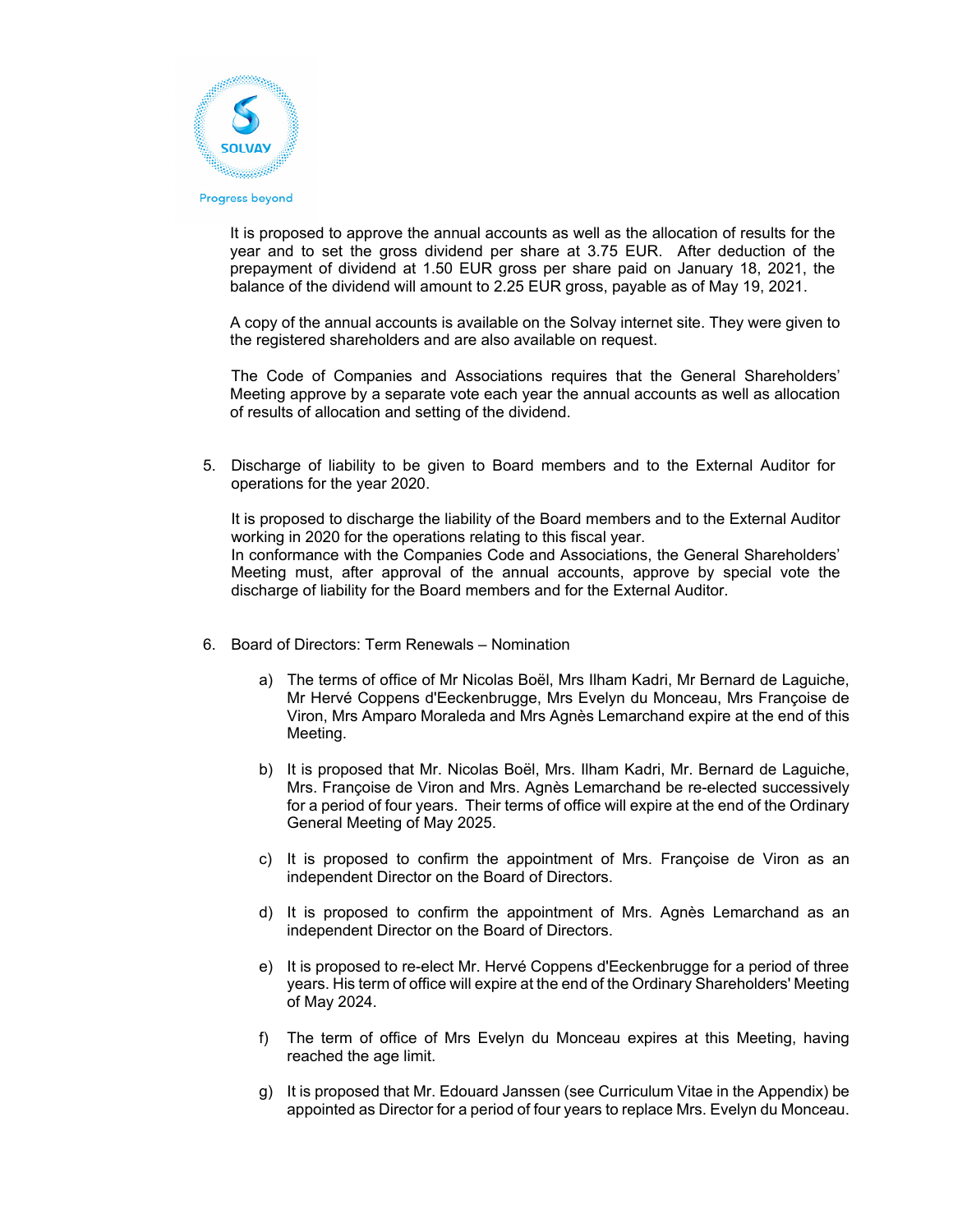It is proposed to approve the annual accounts as well as the allocation of results for the year and to set the gross dividend per share at 3.75 EUR. After deduction of the prepayment of dividend at 1.50 EUR gross per share paid on January 18, 2021, the balance of the dividend will amount to 2.25 EUR gross, payable as of May 19, 2021.

A copy of the annual accounts is available on the Solvay internet site. They were given to the registered shareholders and are also available on request.

The Code of Companies and Associations requires that the General Shareholders' Meeting approve by a separate vote each year the annual accounts as well as allocation of results of allocation and setting of the dividend.

5. Discharge of liability to be given to Board members and to the External Auditor for operations for the year 2020.

   It is proposed to discharge the liability of the Board members and to the External Auditor working in 2020 for the operations relating to this fiscal year.
   In conformance with the Companies Code and Associations, the General Shareholders' Meeting must, after approval of the annual accounts, approve by special vote the discharge of liability for the Board members and for the External Auditor.

6. Board of Directors: Term Renewals – Nomination

   a) The terms of office of Mr Nicolas Boël, Mrs Ilham Kadri, Mr Bernard de Laguiche, Mr Hervé Coppens d'Eeckenbrugge, Mrs Evelyn du Monceau, Mrs Françoise de Viron, Mrs Amparo Moraleda and Mrs Agnès Lemarchand expire at the end of this Meeting.

   b) It is proposed that Mr. Nicolas Boël, Mrs. Ilham Kadri, Mr. Bernard de Laguiche, Mrs. Françoise de Viron and Mrs. Agnès Lemarchand be re-elected successively for a period of four years. Their terms of office will expire at the end of the Ordinary General Meeting of May 2025.

   c) It is proposed to confirm the appointment of Mrs. Françoise de Viron as an independent Director on the Board of Directors.

   d) It is proposed to confirm the appointment of Mrs. Agnès Lemarchand as an independent Director on the Board of Directors.

   e) It is proposed to re-elect Mr. Hervé Coppens d'Eeckenbrugge for a period of three years. His term of office will expire at the end of the Ordinary Shareholders' Meeting of May 2024.

   f) The term of office of Mrs Evelyn du Monceau expires at this Meeting, having reached the age limit.

   g) It is proposed that Mr. Edouard Janssen (see Curriculum Vitae in the Appendix) be appointed as Director for a period of four years to replace Mrs. Evelyn du Monceau.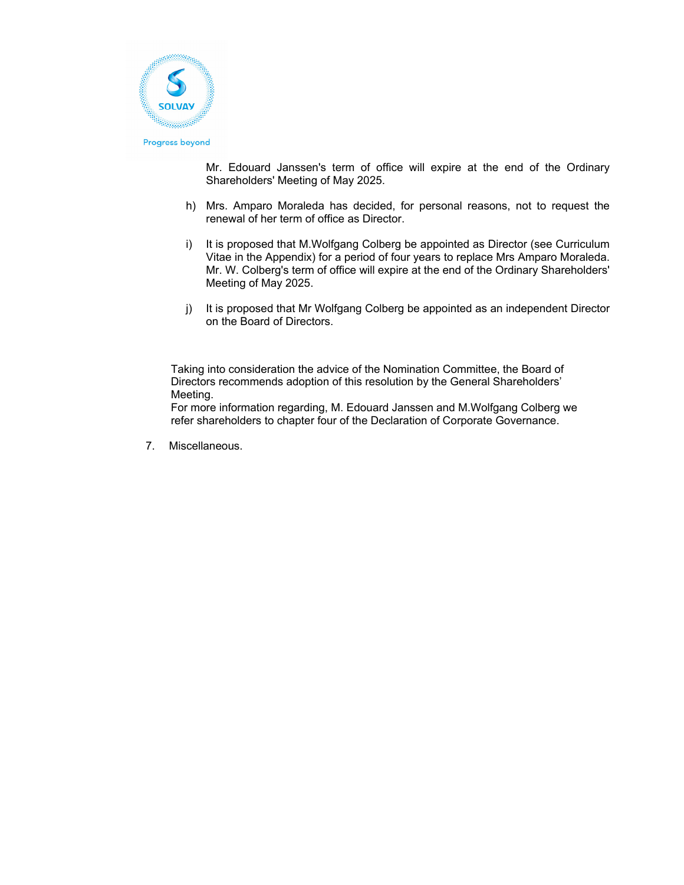Mr. Edouard Janssen's term of office will expire at the end of the Ordinary Shareholders' Meeting of May 2025.

h) Mrs. Amparo Moraleda has decided, for personal reasons, not to request the renewal of her term of office as Director.

i) It is proposed that M.Wolfgang Colberg be appointed as Director (see Curriculum Vitae in the Appendix) for a period of four years to replace Mrs Amparo Moraleda. Mr. W. Colberg's term of office will expire at the end of the Ordinary Shareholders' Meeting of May 2025.

j) It is proposed that Mr Wolfgang Colberg be appointed as an independent Director on the Board of Directors.

Taking into consideration the advice of the Nomination Committee, the Board of Directors recommends adoption of this resolution by the General Shareholders' Meeting.
For more information regarding, M. Edouard Janssen and M.Wolfgang Colberg we refer shareholders to chapter four of the Declaration of Corporate Governance.

7. Miscellaneous.